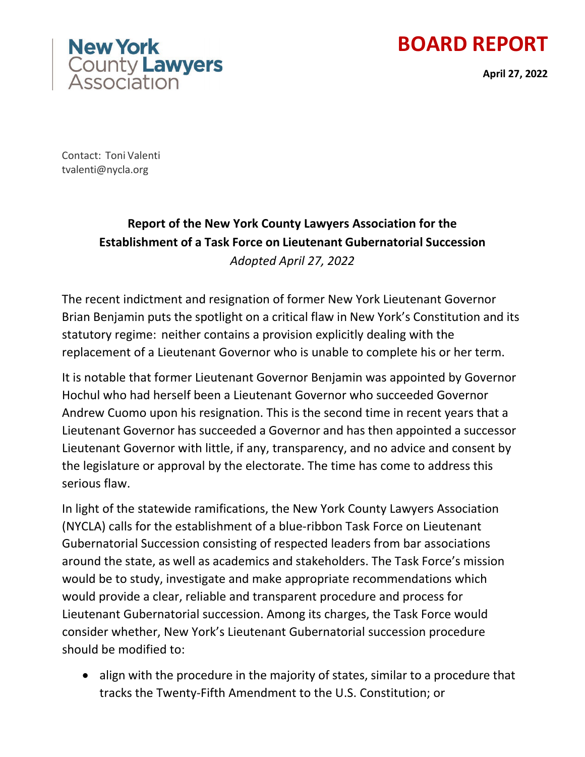New York County Lawyers Association

# BOARD REPORT

**April 27, 2022**

Contact: Toni Valenti
tvalenti@nycla.org

**Report of the New York County Lawyers Association for the Establishment of a Task Force on Lieutenant Gubernatorial Succession**

*Adopted April 27, 2022*

The recent indictment and resignation of former New York Lieutenant Governor Brian Benjamin puts the spotlight on a critical flaw in New York's Constitution and its statutory regime: neither contains a provision explicitly dealing with the replacement of a Lieutenant Governor who is unable to complete his or her term.

It is notable that former Lieutenant Governor Benjamin was appointed by Governor Hochul who had herself been a Lieutenant Governor who succeeded Governor Andrew Cuomo upon his resignation. This is the second time in recent years that a Lieutenant Governor has succeeded a Governor and has then appointed a successor Lieutenant Governor with little, if any, transparency, and no advice and consent by the legislature or approval by the electorate. The time has come to address this serious flaw.

In light of the statewide ramifications, the New York County Lawyers Association (NYCLA) calls for the establishment of a blue-ribbon Task Force on Lieutenant Gubernatorial Succession consisting of respected leaders from bar associations around the state, as well as academics and stakeholders. The Task Force's mission would be to study, investigate and make appropriate recommendations which would provide a clear, reliable and transparent procedure and process for Lieutenant Gubernatorial succession. Among its charges, the Task Force would consider whether, New York's Lieutenant Gubernatorial succession procedure should be modified to:

- align with the procedure in the majority of states, similar to a procedure that tracks the Twenty-Fifth Amendment to the U.S. Constitution; or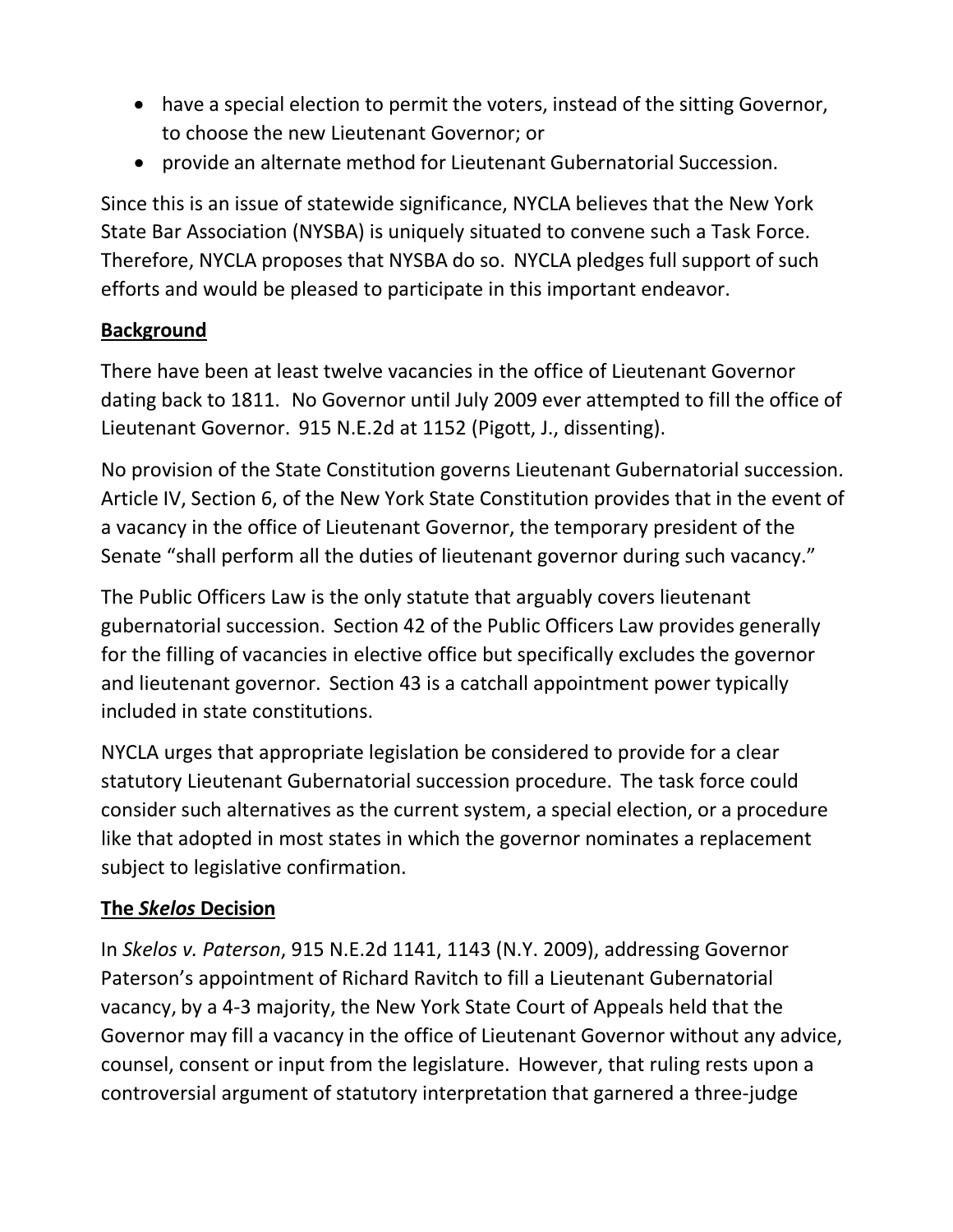- have a special election to permit the voters, instead of the sitting Governor, to choose the new Lieutenant Governor; or
- provide an alternate method for Lieutenant Gubernatorial Succession.

Since this is an issue of statewide significance, NYCLA believes that the New York State Bar Association (NYSBA) is uniquely situated to convene such a Task Force. Therefore, NYCLA proposes that NYSBA do so. NYCLA pledges full support of such efforts and would be pleased to participate in this important endeavor.

**Background**

There have been at least twelve vacancies in the office of Lieutenant Governor dating back to 1811. No Governor until July 2009 ever attempted to fill the office of Lieutenant Governor. 915 N.E.2d at 1152 (Pigott, J., dissenting).

No provision of the State Constitution governs Lieutenant Gubernatorial succession. Article IV, Section 6, of the New York State Constitution provides that in the event of a vacancy in the office of Lieutenant Governor, the temporary president of the Senate "shall perform all the duties of lieutenant governor during such vacancy."

The Public Officers Law is the only statute that arguably covers lieutenant gubernatorial succession. Section 42 of the Public Officers Law provides generally for the filling of vacancies in elective office but specifically excludes the governor and lieutenant governor. Section 43 is a catchall appointment power typically included in state constitutions.

NYCLA urges that appropriate legislation be considered to provide for a clear statutory Lieutenant Gubernatorial succession procedure. The task force could consider such alternatives as the current system, a special election, or a procedure like that adopted in most states in which the governor nominates a replacement subject to legislative confirmation.

**The *Skelos* Decision**

In *Skelos v. Paterson*, 915 N.E.2d 1141, 1143 (N.Y. 2009), addressing Governor Paterson's appointment of Richard Ravitch to fill a Lieutenant Gubernatorial vacancy, by a 4-3 majority, the New York State Court of Appeals held that the Governor may fill a vacancy in the office of Lieutenant Governor without any advice, counsel, consent or input from the legislature. However, that ruling rests upon a controversial argument of statutory interpretation that garnered a three-judge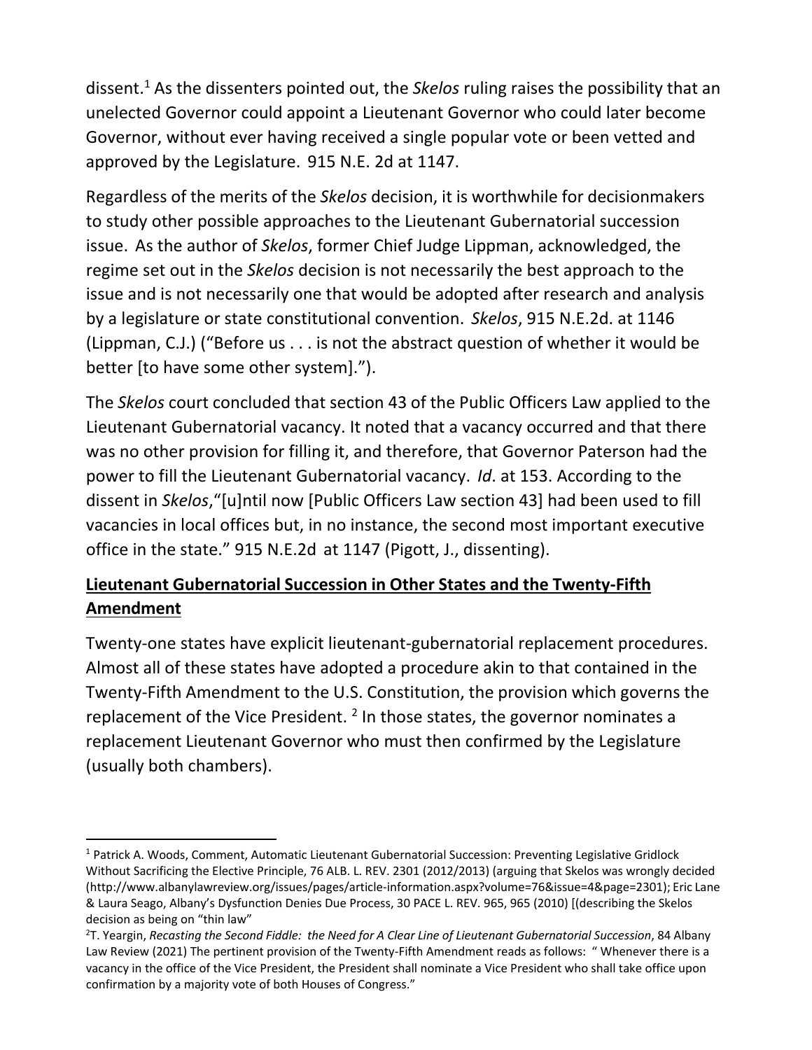dissent.[1] As the dissenters pointed out, the *Skelos* ruling raises the possibility that an unelected Governor could appoint a Lieutenant Governor who could later become Governor, without ever having received a single popular vote or been vetted and approved by the Legislature. 915 N.E. 2d at 1147.

Regardless of the merits of the *Skelos* decision, it is worthwhile for decisionmakers to study other possible approaches to the Lieutenant Gubernatorial succession issue. As the author of *Skelos*, former Chief Judge Lippman, acknowledged, the regime set out in the *Skelos* decision is not necessarily the best approach to the issue and is not necessarily one that would be adopted after research and analysis by a legislature or state constitutional convention. *Skelos*, 915 N.E.2d. at 1146 (Lippman, C.J.) ("Before us . . . is not the abstract question of whether it would be better [to have some other system].").

The *Skelos* court concluded that section 43 of the Public Officers Law applied to the Lieutenant Gubernatorial vacancy. It noted that a vacancy occurred and that there was no other provision for filling it, and therefore, that Governor Paterson had the power to fill the Lieutenant Gubernatorial vacancy. *Id*. at 153. According to the dissent in *Skelos*,"[u]ntil now [Public Officers Law section 43] had been used to fill vacancies in local offices but, in no instance, the second most important executive office in the state." 915 N.E.2d at 1147 (Pigott, J., dissenting).

## **Lieutenant Gubernatorial Succession in Other States and the Twenty-Fifth Amendment**

Twenty-one states have explicit lieutenant-gubernatorial replacement procedures. Almost all of these states have adopted a procedure akin to that contained in the Twenty-Fifth Amendment to the U.S. Constitution, the provision which governs the replacement of the Vice President.[2] In those states, the governor nominates a replacement Lieutenant Governor who must then confirmed by the Legislature (usually both chambers).

---

[1] Patrick A. Woods, Comment, Automatic Lieutenant Gubernatorial Succession: Preventing Legislative Gridlock Without Sacrificing the Elective Principle, 76 ALB. L. REV. 2301 (2012/2013) (arguing that Skelos was wrongly decided (http://www.albanylawreview.org/issues/pages/article-information.aspx?volume=76&issue=4&page=2301); Eric Lane & Laura Seago, Albany's Dysfunction Denies Due Process, 30 PACE L. REV. 965, 965 (2010) [(describing the Skelos decision as being on "thin law"

[2] T. Yeargin, *Recasting the Second Fiddle: the Need for A Clear Line of Lieutenant Gubernatorial Succession*, 84 Albany Law Review (2021) The pertinent provision of the Twenty-Fifth Amendment reads as follows: " Whenever there is a vacancy in the office of the Vice President, the President shall nominate a Vice President who shall take office upon confirmation by a majority vote of both Houses of Congress."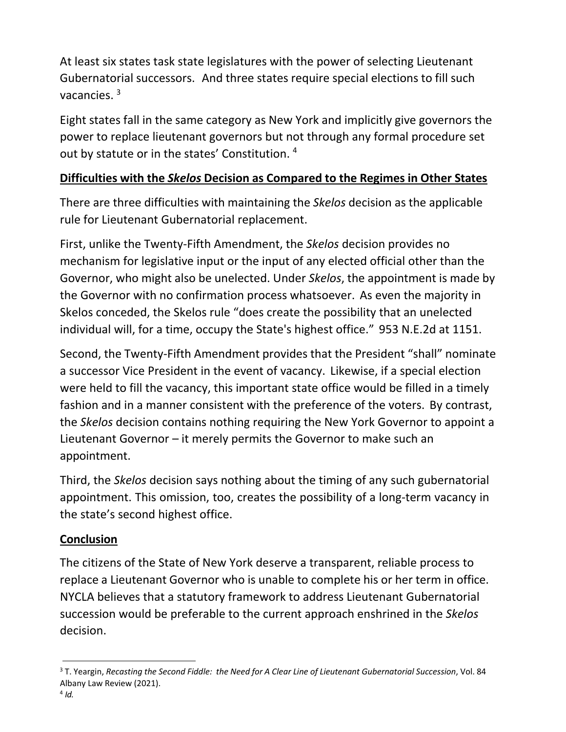At least six states task state legislatures with the power of selecting Lieutenant Gubernatorial successors. And three states require special elections to fill such vacancies. [3]

Eight states fall in the same category as New York and implicitly give governors the power to replace lieutenant governors but not through any formal procedure set out by statute or in the states' Constitution. [4]

## **Difficulties with the *Skelos* Decision as Compared to the Regimes in Other States**

There are three difficulties with maintaining the *Skelos* decision as the applicable rule for Lieutenant Gubernatorial replacement.

First, unlike the Twenty-Fifth Amendment, the *Skelos* decision provides no mechanism for legislative input or the input of any elected official other than the Governor, who might also be unelected. Under *Skelos*, the appointment is made by the Governor with no confirmation process whatsoever. As even the majority in Skelos conceded, the Skelos rule "does create the possibility that an unelected individual will, for a time, occupy the State's highest office." 953 N.E.2d at 1151.

Second, the Twenty-Fifth Amendment provides that the President "shall" nominate a successor Vice President in the event of vacancy. Likewise, if a special election were held to fill the vacancy, this important state office would be filled in a timely fashion and in a manner consistent with the preference of the voters. By contrast, the *Skelos* decision contains nothing requiring the New York Governor to appoint a Lieutenant Governor – it merely permits the Governor to make such an appointment.

Third, the *Skelos* decision says nothing about the timing of any such gubernatorial appointment. This omission, too, creates the possibility of a long-term vacancy in the state's second highest office.

## **Conclusion**

The citizens of the State of New York deserve a transparent, reliable process to replace a Lieutenant Governor who is unable to complete his or her term in office. NYCLA believes that a statutory framework to address Lieutenant Gubernatorial succession would be preferable to the current approach enshrined in the *Skelos* decision.

---

[3] T. Yeargin, *Recasting the Second Fiddle: the Need for A Clear Line of Lieutenant Gubernatorial Succession*, Vol. 84 Albany Law Review (2021).

[4] *Id.*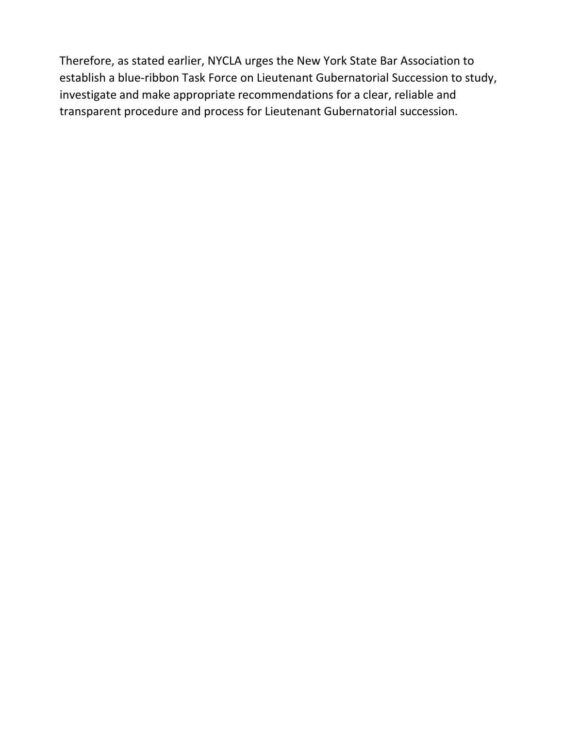Therefore, as stated earlier, NYCLA urges the New York State Bar Association to establish a blue-ribbon Task Force on Lieutenant Gubernatorial Succession to study, investigate and make appropriate recommendations for a clear, reliable and transparent procedure and process for Lieutenant Gubernatorial succession.